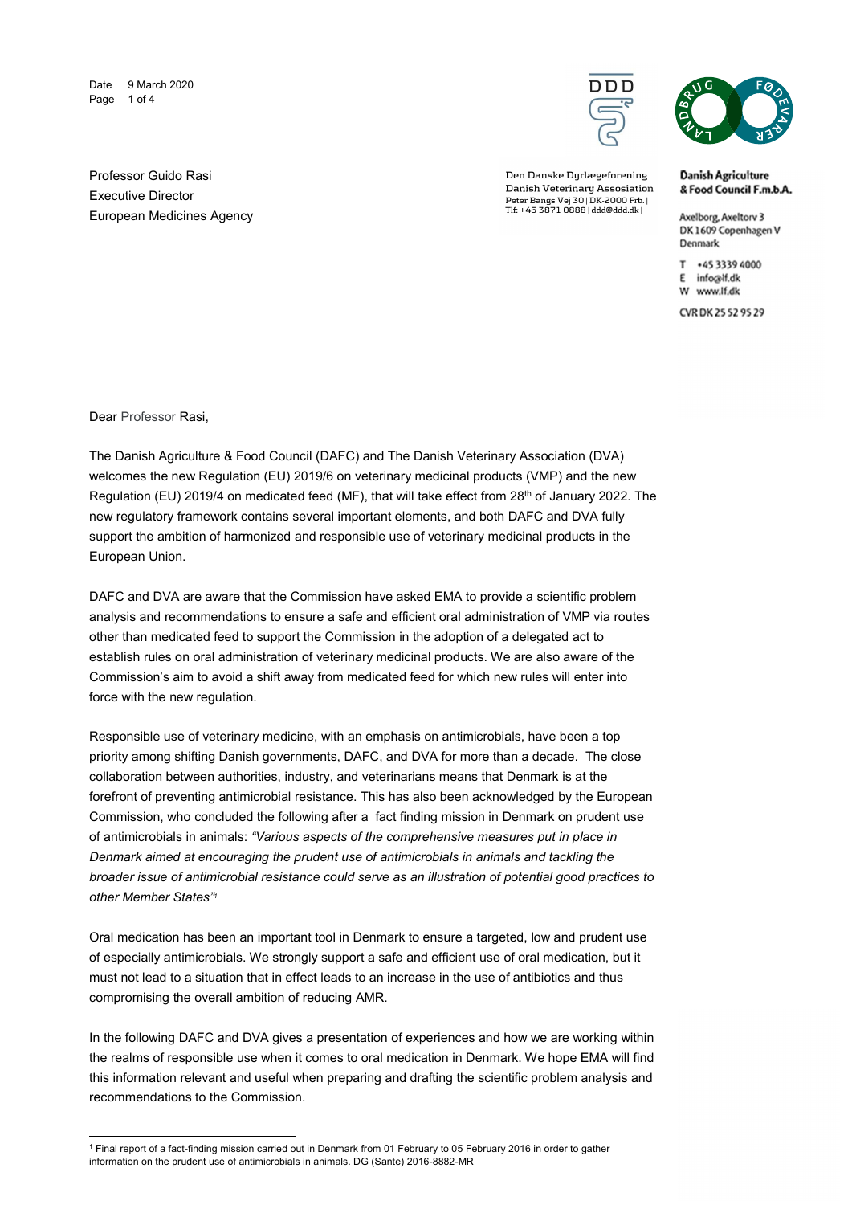Date 9 March 2020

Professor Guido Rasi
Executive Director
European Medicines Agency

Den Danske Dyrlægeforening
Danish Veterinary Assosiation
Peter Bangs Vej 30 | DK-2000 Frb. |
Tlf: +45 3871 0888 | ddd@ddd.dk |

**Danish Agriculture & Food Council F.m.b.A.**

Axelborg, Axeltorv 3
DK 1609 Copenhagen V
Denmark

T +45 3339 4000
E info@lf.dk
W www.lf.dk

CVR DK 25 52 95 29

Dear Professor Rasi,

The Danish Agriculture & Food Council (DAFC) and The Danish Veterinary Association (DVA) welcomes the new Regulation (EU) 2019/6 on veterinary medicinal products (VMP) and the new Regulation (EU) 2019/4 on medicated feed (MF), that will take effect from 28th of January 2022. The new regulatory framework contains several important elements, and both DAFC and DVA fully support the ambition of harmonized and responsible use of veterinary medicinal products in the European Union.

DAFC and DVA are aware that the Commission have asked EMA to provide a scientific problem analysis and recommendations to ensure a safe and efficient oral administration of VMP via routes other than medicated feed to support the Commission in the adoption of a delegated act to establish rules on oral administration of veterinary medicinal products. We are also aware of the Commission's aim to avoid a shift away from medicated feed for which new rules will enter into force with the new regulation.

Responsible use of veterinary medicine, with an emphasis on antimicrobials, have been a top priority among shifting Danish governments, DAFC, and DVA for more than a decade. The close collaboration between authorities, industry, and veterinarians means that Denmark is at the forefront of preventing antimicrobial resistance. This has also been acknowledged by the European Commission, who concluded the following after a fact finding mission in Denmark on prudent use of antimicrobials in animals: *"Various aspects of the comprehensive measures put in place in Denmark aimed at encouraging the prudent use of antimicrobials in animals and tackling the broader issue of antimicrobial resistance could serve as an illustration of potential good practices to other Member States"*[1]

Oral medication has been an important tool in Denmark to ensure a targeted, low and prudent use of especially antimicrobials. We strongly support a safe and efficient use of oral medication, but it must not lead to a situation that in effect leads to an increase in the use of antibiotics and thus compromising the overall ambition of reducing AMR.

In the following DAFC and DVA gives a presentation of experiences and how we are working within the realms of responsible use when it comes to oral medication in Denmark. We hope EMA will find this information relevant and useful when preparing and drafting the scientific problem analysis and recommendations to the Commission.

[1] Final report of a fact-finding mission carried out in Denmark from 01 February to 05 February 2016 in order to gather information on the prudent use of antimicrobials in animals. DG (Sante) 2016-8882-MR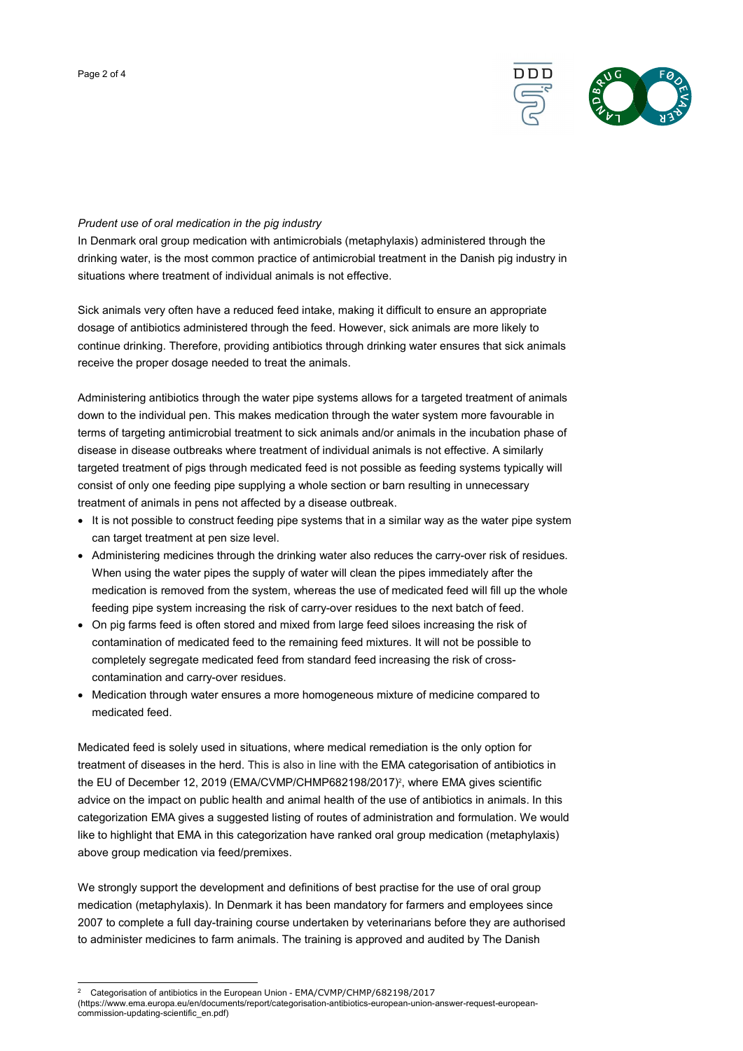*Prudent use of oral medication in the pig industry*

In Denmark oral group medication with antimicrobials (metaphylaxis) administered through the drinking water, is the most common practice of antimicrobial treatment in the Danish pig industry in situations where treatment of individual animals is not effective.

Sick animals very often have a reduced feed intake, making it difficult to ensure an appropriate dosage of antibiotics administered through the feed. However, sick animals are more likely to continue drinking. Therefore, providing antibiotics through drinking water ensures that sick animals receive the proper dosage needed to treat the animals.

Administering antibiotics through the water pipe systems allows for a targeted treatment of animals down to the individual pen. This makes medication through the water system more favourable in terms of targeting antimicrobial treatment to sick animals and/or animals in the incubation phase of disease in disease outbreaks where treatment of individual animals is not effective. A similarly targeted treatment of pigs through medicated feed is not possible as feeding systems typically will consist of only one feeding pipe supplying a whole section or barn resulting in unnecessary treatment of animals in pens not affected by a disease outbreak.

- It is not possible to construct feeding pipe systems that in a similar way as the water pipe system can target treatment at pen size level.
- Administering medicines through the drinking water also reduces the carry-over risk of residues. When using the water pipes the supply of water will clean the pipes immediately after the medication is removed from the system, whereas the use of medicated feed will fill up the whole feeding pipe system increasing the risk of carry-over residues to the next batch of feed.
- On pig farms feed is often stored and mixed from large feed siloes increasing the risk of contamination of medicated feed to the remaining feed mixtures. It will not be possible to completely segregate medicated feed from standard feed increasing the risk of cross-contamination and carry-over residues.
- Medication through water ensures a more homogeneous mixture of medicine compared to medicated feed.

Medicated feed is solely used in situations, where medical remediation is the only option for treatment of diseases in the herd. This is also in line with the EMA categorisation of antibiotics in the EU of December 12, 2019 (EMA/CVMP/CHMP682198/2017)[2], where EMA gives scientific advice on the impact on public health and animal health of the use of antibiotics in animals. In this categorization EMA gives a suggested listing of routes of administration and formulation. We would like to highlight that EMA in this categorization have ranked oral group medication (metaphylaxis) above group medication via feed/premixes.

We strongly support the development and definitions of best practise for the use of oral group medication (metaphylaxis). In Denmark it has been mandatory for farmers and employees since 2007 to complete a full day-training course undertaken by veterinarians before they are authorised to administer medicines to farm animals. The training is approved and audited by The Danish

---

[2] Categorisation of antibiotics in the European Union - EMA/CVMP/CHMP/682198/2017 (https://www.ema.europa.eu/en/documents/report/categorisation-antibiotics-european-union-answer-request-european-commission-updating-scientific_en.pdf)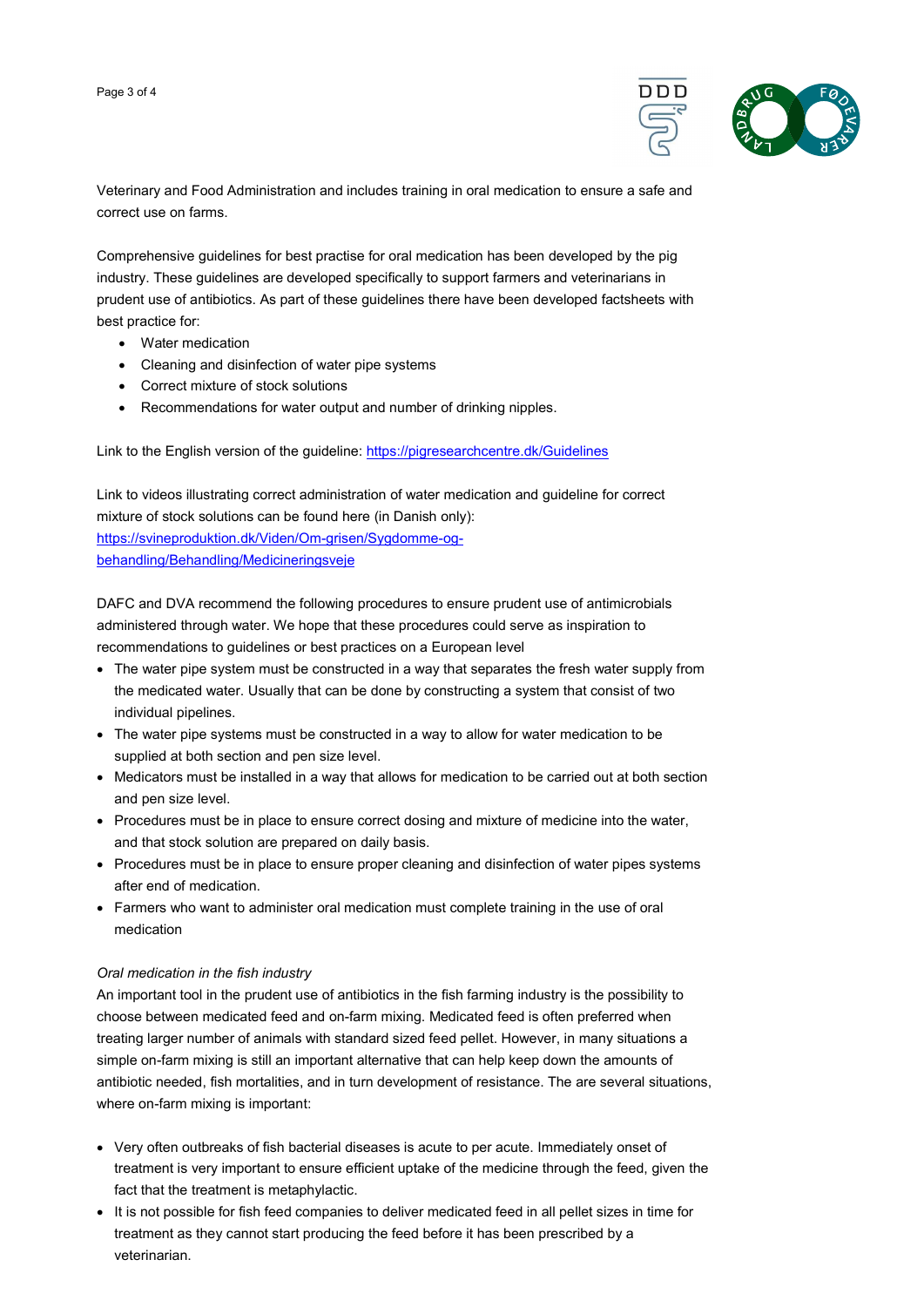Veterinary and Food Administration and includes training in oral medication to ensure a safe and correct use on farms.

Comprehensive guidelines for best practise for oral medication has been developed by the pig industry. These guidelines are developed specifically to support farmers and veterinarians in prudent use of antibiotics. As part of these guidelines there have been developed factsheets with best practice for:

- Water medication
- Cleaning and disinfection of water pipe systems
- Correct mixture of stock solutions
- Recommendations for water output and number of drinking nipples.

Link to the English version of the guideline: [https://pigresearchcentre.dk/Guidelines](https://pigresearchcentre.dk/Guidelines)

Link to videos illustrating correct administration of water medication and guideline for correct mixture of stock solutions can be found here (in Danish only): [https://svineproduktion.dk/Viden/Om-grisen/Sygdomme-og-behandling/Behandling/Medicineringsveje](https://svineproduktion.dk/Viden/Om-grisen/Sygdomme-og-behandling/Behandling/Medicineringsveje)

DAFC and DVA recommend the following procedures to ensure prudent use of antimicrobials administered through water. We hope that these procedures could serve as inspiration to recommendations to guidelines or best practices on a European level

- The water pipe system must be constructed in a way that separates the fresh water supply from the medicated water. Usually that can be done by constructing a system that consist of two individual pipelines.
- The water pipe systems must be constructed in a way to allow for water medication to be supplied at both section and pen size level.
- Medicators must be installed in a way that allows for medication to be carried out at both section and pen size level.
- Procedures must be in place to ensure correct dosing and mixture of medicine into the water, and that stock solution are prepared on daily basis.
- Procedures must be in place to ensure proper cleaning and disinfection of water pipes systems after end of medication.
- Farmers who want to administer oral medication must complete training in the use of oral medication

*Oral medication in the fish industry*

An important tool in the prudent use of antibiotics in the fish farming industry is the possibility to choose between medicated feed and on-farm mixing. Medicated feed is often preferred when treating larger number of animals with standard sized feed pellet. However, in many situations a simple on-farm mixing is still an important alternative that can help keep down the amounts of antibiotic needed, fish mortalities, and in turn development of resistance. The are several situations, where on-farm mixing is important:

- Very often outbreaks of fish bacterial diseases is acute to per acute. Immediately onset of treatment is very important to ensure efficient uptake of the medicine through the feed, given the fact that the treatment is metaphylactic.
- It is not possible for fish feed companies to deliver medicated feed in all pellet sizes in time for treatment as they cannot start producing the feed before it has been prescribed by a veterinarian.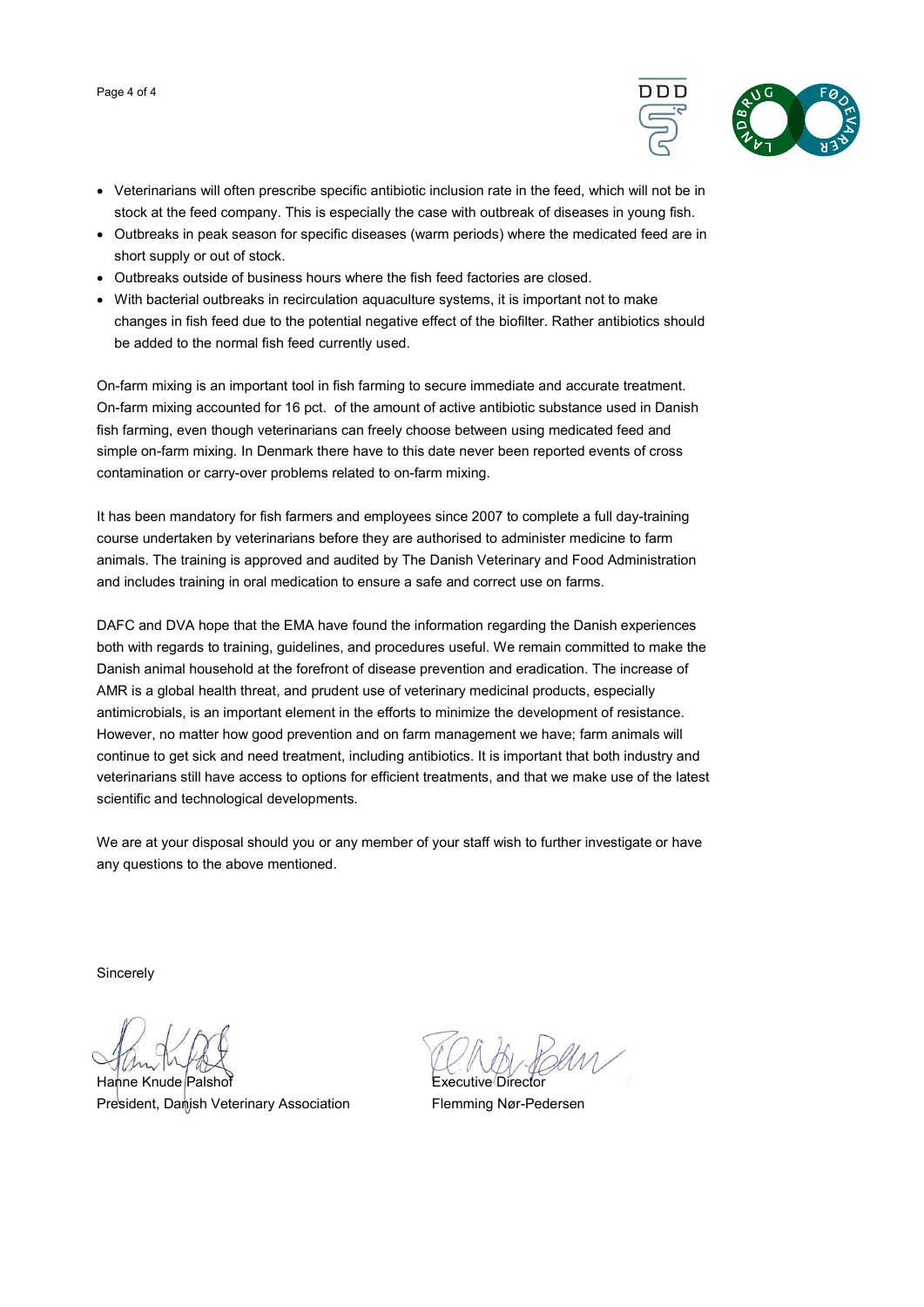- Veterinarians will often prescribe specific antibiotic inclusion rate in the feed, which will not be in stock at the feed company. This is especially the case with outbreak of diseases in young fish.
- Outbreaks in peak season for specific diseases (warm periods) where the medicated feed are in short supply or out of stock.
- Outbreaks outside of business hours where the fish feed factories are closed.
- With bacterial outbreaks in recirculation aquaculture systems, it is important not to make changes in fish feed due to the potential negative effect of the biofilter. Rather antibiotics should be added to the normal fish feed currently used.

On-farm mixing is an important tool in fish farming to secure immediate and accurate treatment. On-farm mixing accounted for 16 pct. of the amount of active antibiotic substance used in Danish fish farming, even though veterinarians can freely choose between using medicated feed and simple on-farm mixing. In Denmark there have to this date never been reported events of cross contamination or carry-over problems related to on-farm mixing.

It has been mandatory for fish farmers and employees since 2007 to complete a full day-training course undertaken by veterinarians before they are authorised to administer medicine to farm animals. The training is approved and audited by The Danish Veterinary and Food Administration and includes training in oral medication to ensure a safe and correct use on farms.

DAFC and DVA hope that the EMA have found the information regarding the Danish experiences both with regards to training, guidelines, and procedures useful. We remain committed to make the Danish animal household at the forefront of disease prevention and eradication. The increase of AMR is a global health threat, and prudent use of veterinary medicinal products, especially antimicrobials, is an important element in the efforts to minimize the development of resistance. However, no matter how good prevention and on farm management we have; farm animals will continue to get sick and need treatment, including antibiotics. It is important that both industry and veterinarians still have access to options for efficient treatments, and that we make use of the latest scientific and technological developments.

We are at your disposal should you or any member of your staff wish to further investigate or have any questions to the above mentioned.

Sincerely

Hanne Knude Palshof
President, Danish Veterinary Association

Executive Director
Flemming Nør-Pedersen